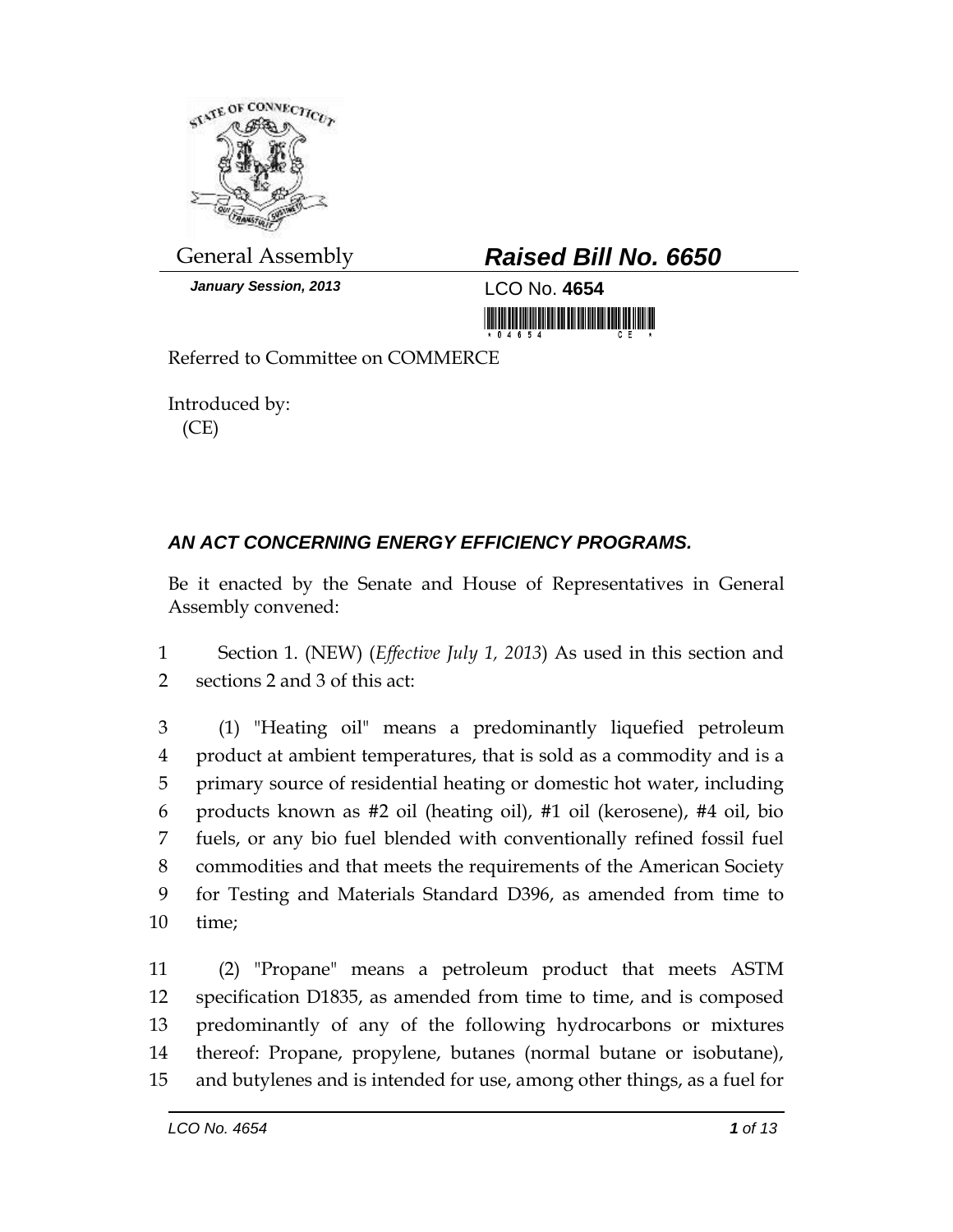General Assembly

***Raised Bill No. 6650***

***January Session, 2013***

LCO No. **4654**

Referred to Committee on COMMERCE

Introduced by:
(CE)

***AN ACT CONCERNING ENERGY EFFICIENCY PROGRAMS.***

Be it enacted by the Senate and House of Representatives in General Assembly convened:

1 Section 1. (NEW) (*Effective July 1, 2013*) As used in this section and
2 sections 2 and 3 of this act:

3 (1) "Heating oil" means a predominantly liquefied petroleum
4 product at ambient temperatures, that is sold as a commodity and is a
5 primary source of residential heating or domestic hot water, including
6 products known as #2 oil (heating oil), #1 oil (kerosene), #4 oil, bio
7 fuels, or any bio fuel blended with conventionally refined fossil fuel
8 commodities and that meets the requirements of the American Society
9 for Testing and Materials Standard D396, as amended from time to
10 time;

11 (2) "Propane" means a petroleum product that meets ASTM
12 specification D1835, as amended from time to time, and is composed
13 predominantly of any of the following hydrocarbons or mixtures
14 thereof: Propane, propylene, butanes (normal butane or isobutane),
15 and butylenes and is intended for use, among other things, as a fuel for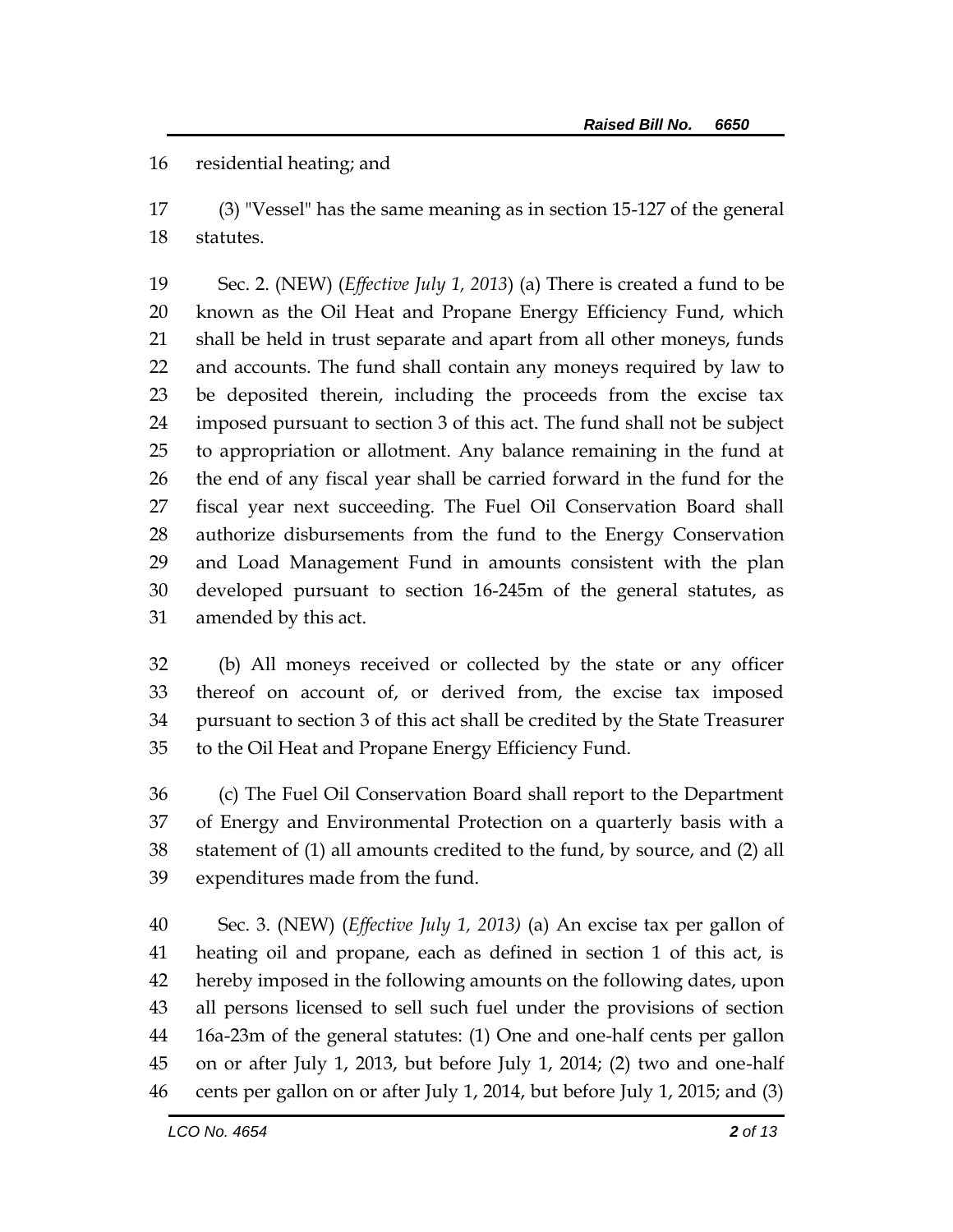residential heating; and

(3) "Vessel" has the same meaning as in section 15-127 of the general statutes.

Sec. 2. (NEW) (*Effective July 1, 2013*) (a) There is created a fund to be known as the Oil Heat and Propane Energy Efficiency Fund, which shall be held in trust separate and apart from all other moneys, funds and accounts. The fund shall contain any moneys required by law to be deposited therein, including the proceeds from the excise tax imposed pursuant to section 3 of this act. The fund shall not be subject to appropriation or allotment. Any balance remaining in the fund at the end of any fiscal year shall be carried forward in the fund for the fiscal year next succeeding. The Fuel Oil Conservation Board shall authorize disbursements from the fund to the Energy Conservation and Load Management Fund in amounts consistent with the plan developed pursuant to section 16-245m of the general statutes, as amended by this act.

(b) All moneys received or collected by the state or any officer thereof on account of, or derived from, the excise tax imposed pursuant to section 3 of this act shall be credited by the State Treasurer to the Oil Heat and Propane Energy Efficiency Fund.

(c) The Fuel Oil Conservation Board shall report to the Department of Energy and Environmental Protection on a quarterly basis with a statement of (1) all amounts credited to the fund, by source, and (2) all expenditures made from the fund.

Sec. 3. (NEW) (*Effective July 1, 2013)* (a) An excise tax per gallon of heating oil and propane, each as defined in section 1 of this act, is hereby imposed in the following amounts on the following dates, upon all persons licensed to sell such fuel under the provisions of section 16a-23m of the general statutes: (1) One and one-half cents per gallon on or after July 1, 2013, but before July 1, 2014; (2) two and one-half cents per gallon on or after July 1, 2014, but before July 1, 2015; and (3)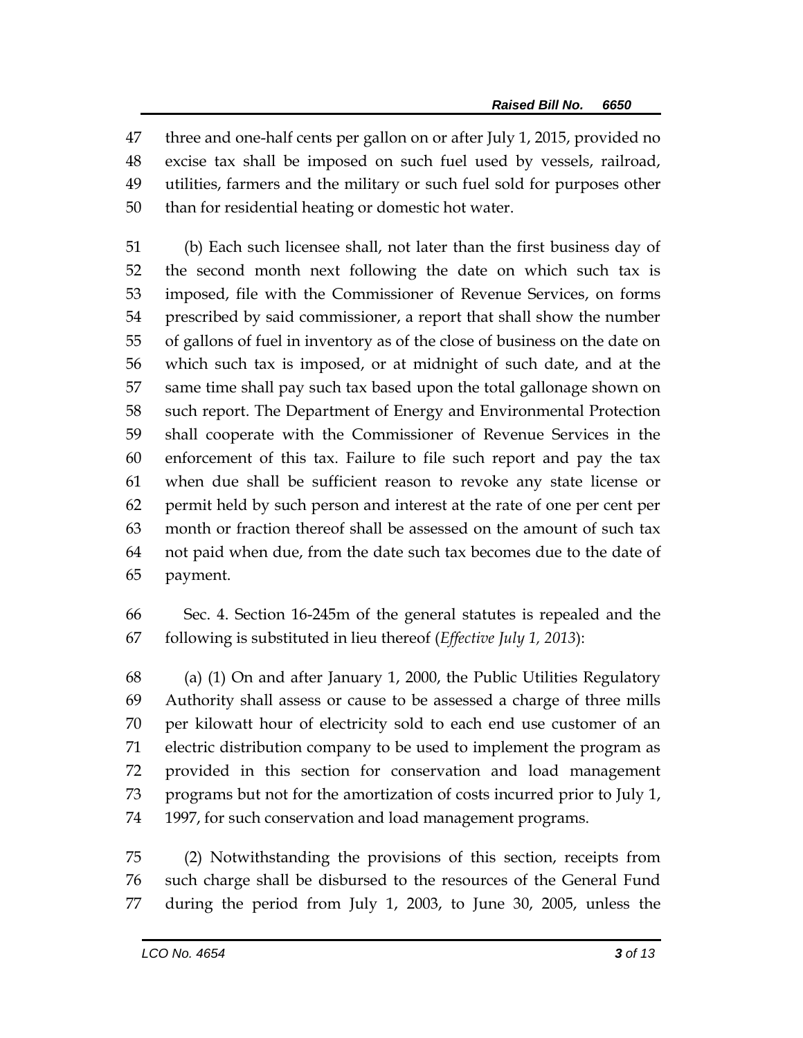three and one-half cents per gallon on or after July 1, 2015, provided no excise tax shall be imposed on such fuel used by vessels, railroad, utilities, farmers and the military or such fuel sold for purposes other than for residential heating or domestic hot water.

(b) Each such licensee shall, not later than the first business day of the second month next following the date on which such tax is imposed, file with the Commissioner of Revenue Services, on forms prescribed by said commissioner, a report that shall show the number of gallons of fuel in inventory as of the close of business on the date on which such tax is imposed, or at midnight of such date, and at the same time shall pay such tax based upon the total gallonage shown on such report. The Department of Energy and Environmental Protection shall cooperate with the Commissioner of Revenue Services in the enforcement of this tax. Failure to file such report and pay the tax when due shall be sufficient reason to revoke any state license or permit held by such person and interest at the rate of one per cent per month or fraction thereof shall be assessed on the amount of such tax not paid when due, from the date such tax becomes due to the date of payment.

Sec. 4. Section 16-245m of the general statutes is repealed and the following is substituted in lieu thereof (*Effective July 1, 2013*):

(a) (1) On and after January 1, 2000, the Public Utilities Regulatory Authority shall assess or cause to be assessed a charge of three mills per kilowatt hour of electricity sold to each end use customer of an electric distribution company to be used to implement the program as provided in this section for conservation and load management programs but not for the amortization of costs incurred prior to July 1, 1997, for such conservation and load management programs.

(2) Notwithstanding the provisions of this section, receipts from such charge shall be disbursed to the resources of the General Fund during the period from July 1, 2003, to June 30, 2005, unless the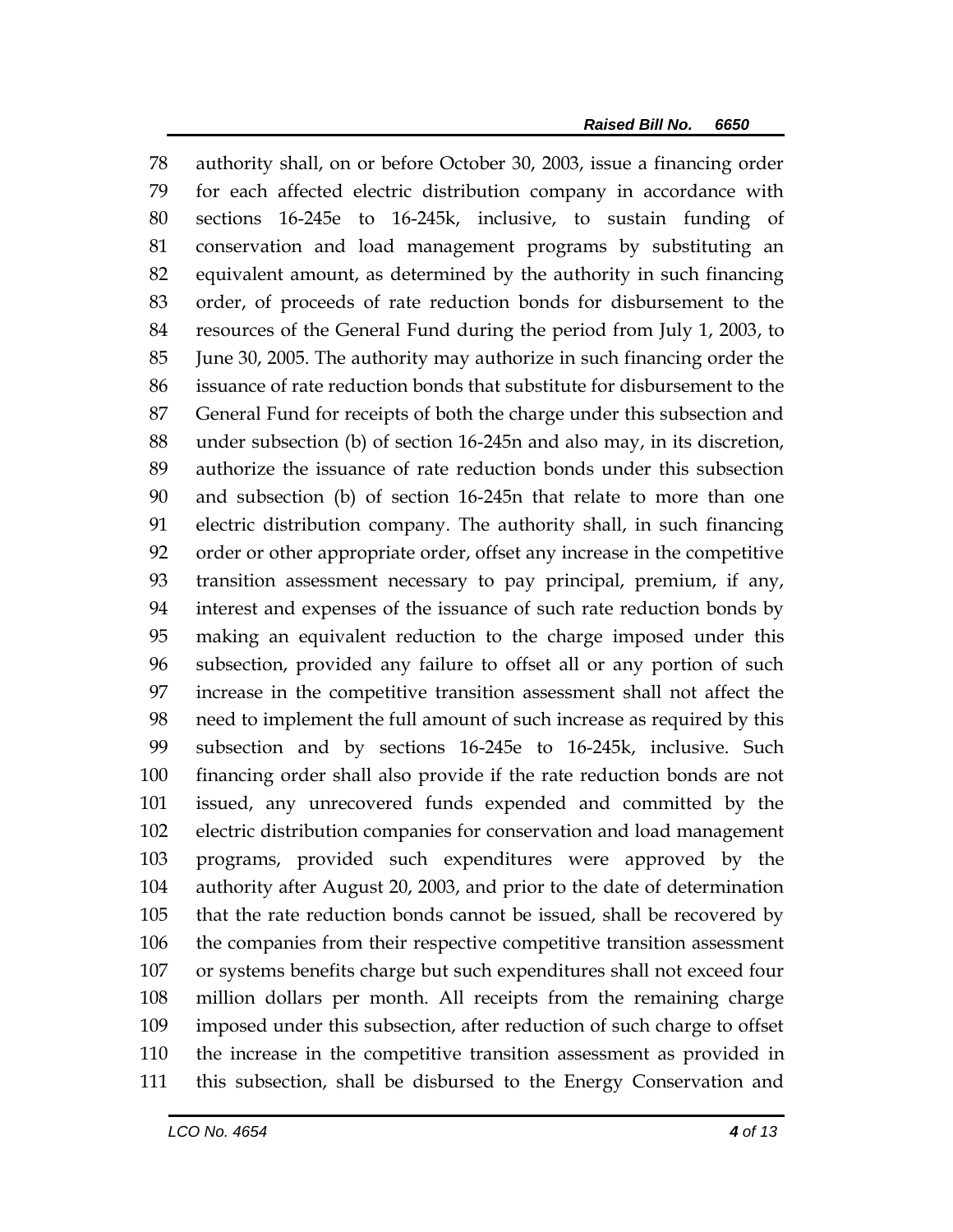78 authority shall, on or before October 30, 2003, issue a financing order
79 for each affected electric distribution company in accordance with
80 sections 16-245e to 16-245k, inclusive, to sustain funding of
81 conservation and load management programs by substituting an
82 equivalent amount, as determined by the authority in such financing
83 order, of proceeds of rate reduction bonds for disbursement to the
84 resources of the General Fund during the period from July 1, 2003, to
85 June 30, 2005. The authority may authorize in such financing order the
86 issuance of rate reduction bonds that substitute for disbursement to the
87 General Fund for receipts of both the charge under this subsection and
88 under subsection (b) of section 16-245n and also may, in its discretion,
89 authorize the issuance of rate reduction bonds under this subsection
90 and subsection (b) of section 16-245n that relate to more than one
91 electric distribution company. The authority shall, in such financing
92 order or other appropriate order, offset any increase in the competitive
93 transition assessment necessary to pay principal, premium, if any,
94 interest and expenses of the issuance of such rate reduction bonds by
95 making an equivalent reduction to the charge imposed under this
96 subsection, provided any failure to offset all or any portion of such
97 increase in the competitive transition assessment shall not affect the
98 need to implement the full amount of such increase as required by this
99 subsection and by sections 16-245e to 16-245k, inclusive. Such
100 financing order shall also provide if the rate reduction bonds are not
101 issued, any unrecovered funds expended and committed by the
102 electric distribution companies for conservation and load management
103 programs, provided such expenditures were approved by the
104 authority after August 20, 2003, and prior to the date of determination
105 that the rate reduction bonds cannot be issued, shall be recovered by
106 the companies from their respective competitive transition assessment
107 or systems benefits charge but such expenditures shall not exceed four
108 million dollars per month. All receipts from the remaining charge
109 imposed under this subsection, after reduction of such charge to offset
110 the increase in the competitive transition assessment as provided in
111 this subsection, shall be disbursed to the Energy Conservation and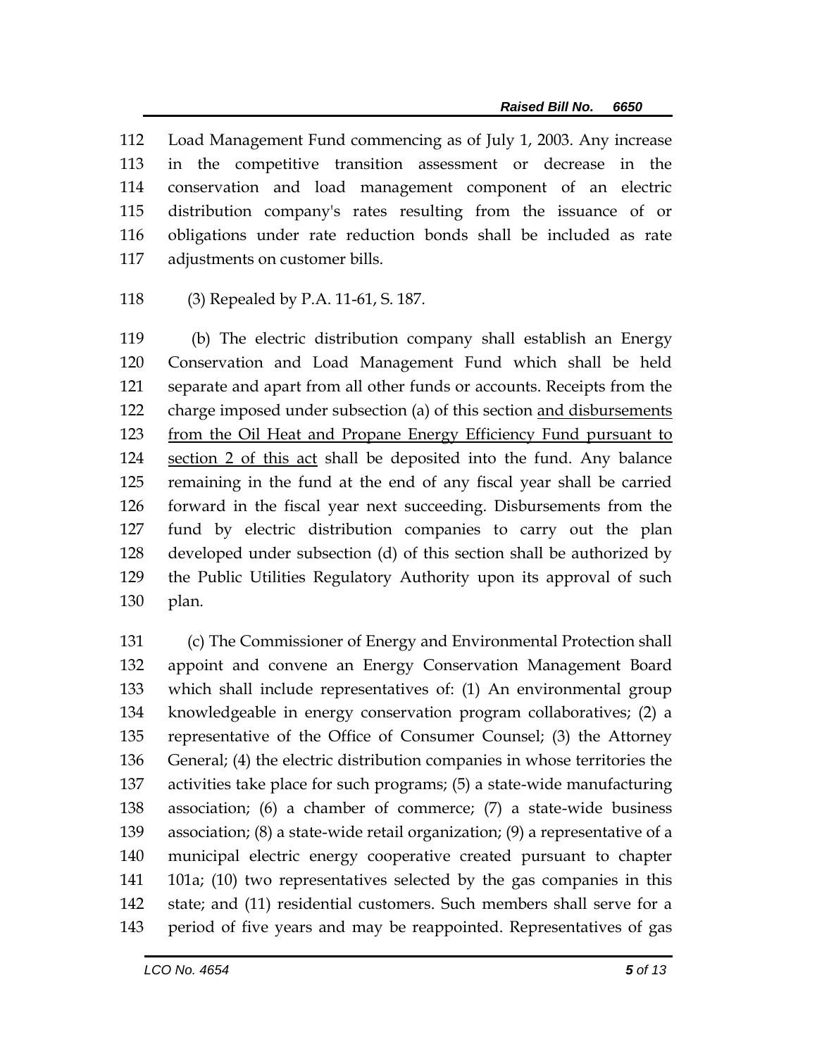112 Load Management Fund commencing as of July 1, 2003. Any increase
113 in the competitive transition assessment or decrease in the
114 conservation and load management component of an electric
115 distribution company's rates resulting from the issuance of or
116 obligations under rate reduction bonds shall be included as rate
117 adjustments on customer bills.

118 (3) Repealed by P.A. 11-61, S. 187.

119 (b) The electric distribution company shall establish an Energy
120 Conservation and Load Management Fund which shall be held
121 separate and apart from all other funds or accounts. Receipts from the
122 charge imposed under subsection (a) of this section <u>and disbursements</u>
123 <u>from the Oil Heat and Propane Energy Efficiency Fund pursuant to</u>
124 <u>section 2 of this act</u> shall be deposited into the fund. Any balance
125 remaining in the fund at the end of any fiscal year shall be carried
126 forward in the fiscal year next succeeding. Disbursements from the
127 fund by electric distribution companies to carry out the plan
128 developed under subsection (d) of this section shall be authorized by
129 the Public Utilities Regulatory Authority upon its approval of such
130 plan.

131 (c) The Commissioner of Energy and Environmental Protection shall
132 appoint and convene an Energy Conservation Management Board
133 which shall include representatives of: (1) An environmental group
134 knowledgeable in energy conservation program collaboratives; (2) a
135 representative of the Office of Consumer Counsel; (3) the Attorney
136 General; (4) the electric distribution companies in whose territories the
137 activities take place for such programs; (5) a state-wide manufacturing
138 association; (6) a chamber of commerce; (7) a state-wide business
139 association; (8) a state-wide retail organization; (9) a representative of a
140 municipal electric energy cooperative created pursuant to chapter
141 101a; (10) two representatives selected by the gas companies in this
142 state; and (11) residential customers. Such members shall serve for a
143 period of five years and may be reappointed. Representatives of gas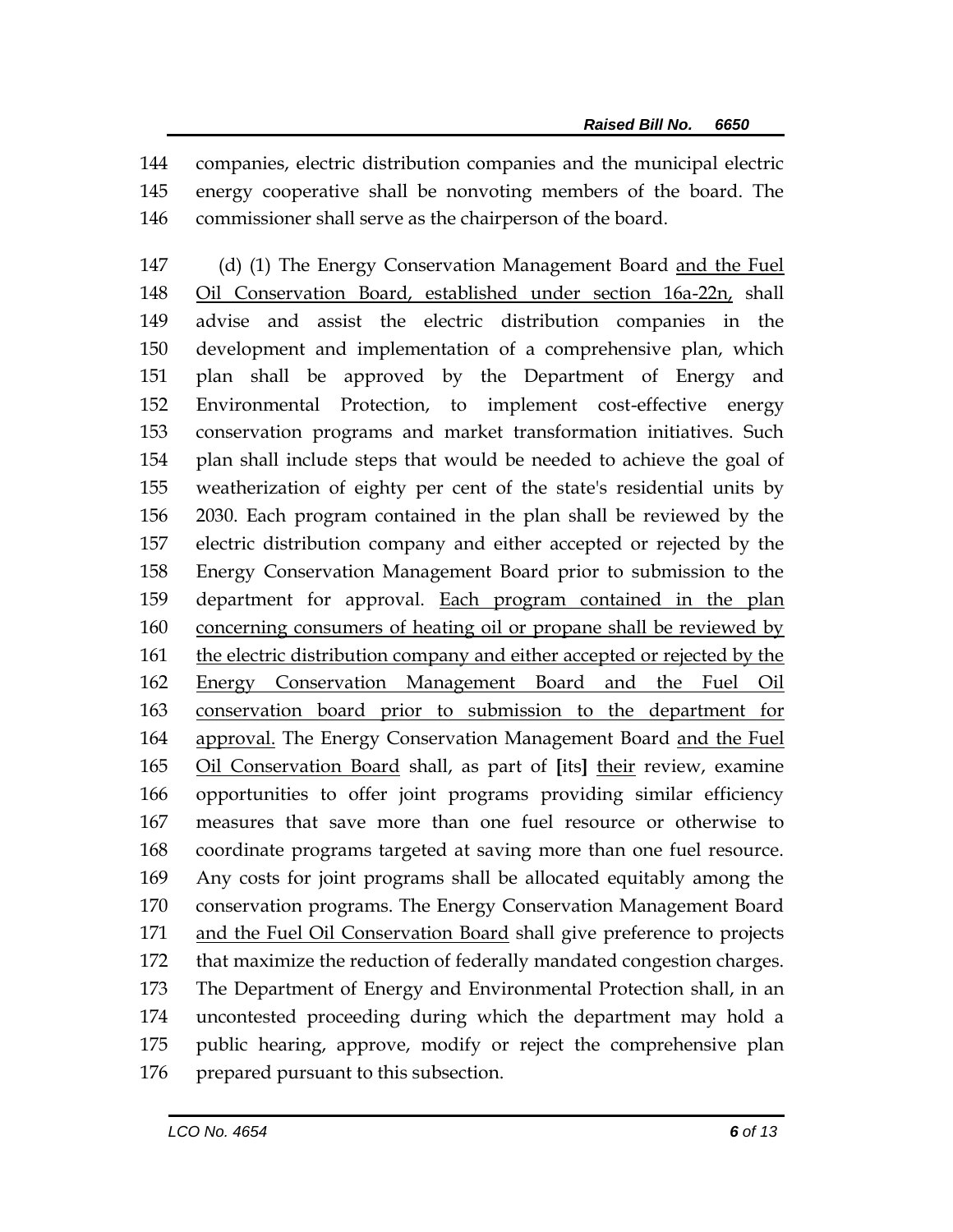companies, electric distribution companies and the municipal electric energy cooperative shall be nonvoting members of the board. The commissioner shall serve as the chairperson of the board.

(d) (1) The Energy Conservation Management Board <u>and the Fuel Oil Conservation Board, established under section 16a-22n,</u> shall advise and assist the electric distribution companies in the development and implementation of a comprehensive plan, which plan shall be approved by the Department of Energy and Environmental Protection, to implement cost-effective energy conservation programs and market transformation initiatives. Such plan shall include steps that would be needed to achieve the goal of weatherization of eighty per cent of the state's residential units by 2030. Each program contained in the plan shall be reviewed by the electric distribution company and either accepted or rejected by the Energy Conservation Management Board prior to submission to the department for approval. <u>Each program contained in the plan concerning consumers of heating oil or propane shall be reviewed by the electric distribution company and either accepted or rejected by the Energy Conservation Management Board and the Fuel Oil conservation board prior to submission to the department for approval.</u> The Energy Conservation Management Board <u>and the Fuel Oil Conservation Board</u> shall, as part of **[**its**]** <u>their</u> review, examine opportunities to offer joint programs providing similar efficiency measures that save more than one fuel resource or otherwise to coordinate programs targeted at saving more than one fuel resource. Any costs for joint programs shall be allocated equitably among the conservation programs. The Energy Conservation Management Board <u>and the Fuel Oil Conservation Board</u> shall give preference to projects that maximize the reduction of federally mandated congestion charges. The Department of Energy and Environmental Protection shall, in an uncontested proceeding during which the department may hold a public hearing, approve, modify or reject the comprehensive plan prepared pursuant to this subsection.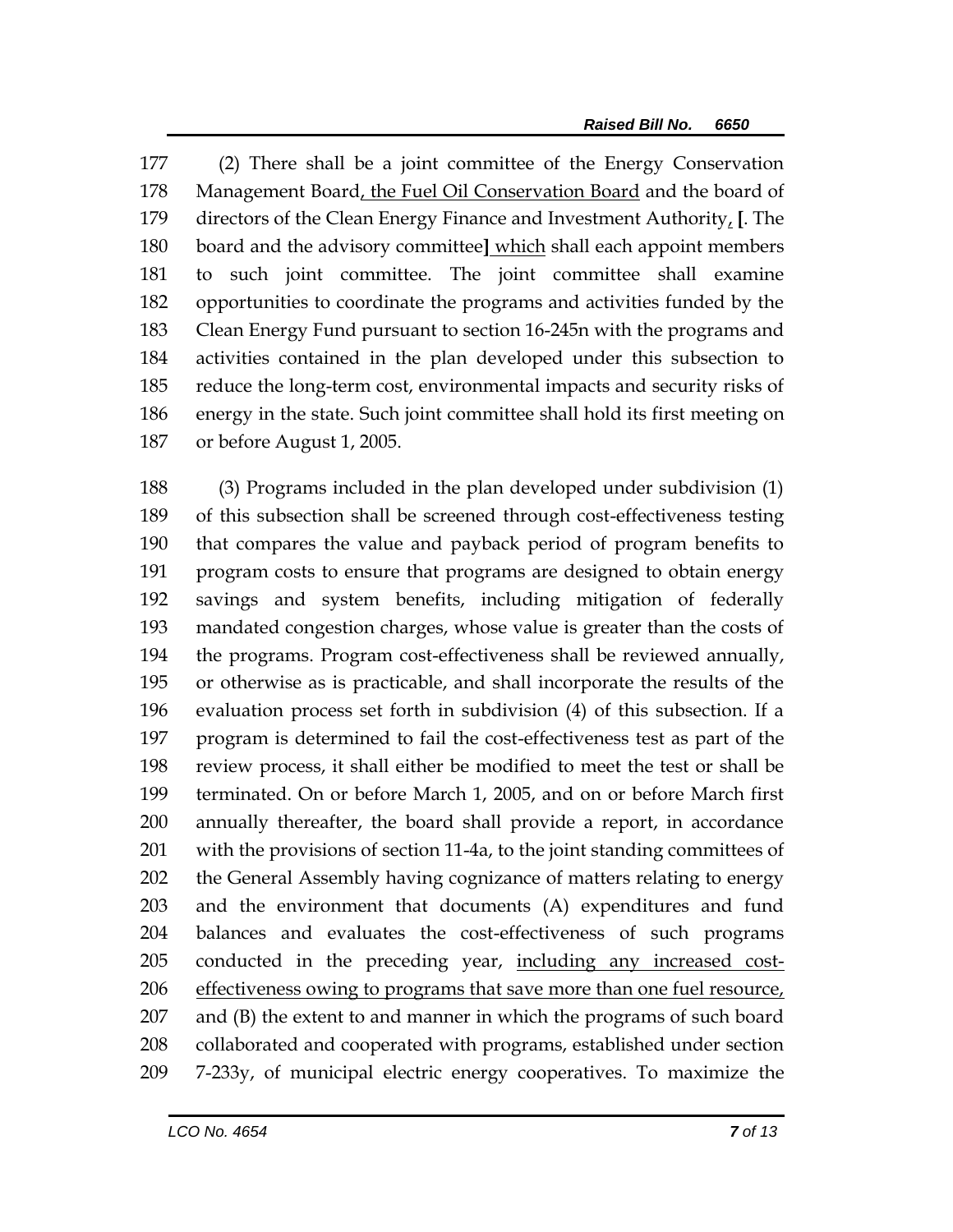177 (2) There shall be a joint committee of the Energy Conservation
178 Management Board<u>, the Fuel Oil Conservation Board</u> and the board of
179 directors of the Clean Energy Finance and Investment Authority<u>,</u> **[**. The
180 board and the advisory committee**]** <u>which</u> shall each appoint members
181 to such joint committee. The joint committee shall examine
182 opportunities to coordinate the programs and activities funded by the
183 Clean Energy Fund pursuant to section 16-245n with the programs and
184 activities contained in the plan developed under this subsection to
185 reduce the long-term cost, environmental impacts and security risks of
186 energy in the state. Such joint committee shall hold its first meeting on
187 or before August 1, 2005.

188 (3) Programs included in the plan developed under subdivision (1)
189 of this subsection shall be screened through cost-effectiveness testing
190 that compares the value and payback period of program benefits to
191 program costs to ensure that programs are designed to obtain energy
192 savings and system benefits, including mitigation of federally
193 mandated congestion charges, whose value is greater than the costs of
194 the programs. Program cost-effectiveness shall be reviewed annually,
195 or otherwise as is practicable, and shall incorporate the results of the
196 evaluation process set forth in subdivision (4) of this subsection. If a
197 program is determined to fail the cost-effectiveness test as part of the
198 review process, it shall either be modified to meet the test or shall be
199 terminated. On or before March 1, 2005, and on or before March first
200 annually thereafter, the board shall provide a report, in accordance
201 with the provisions of section 11-4a, to the joint standing committees of
202 the General Assembly having cognizance of matters relating to energy
203 and the environment that documents (A) expenditures and fund
204 balances and evaluates the cost-effectiveness of such programs
205 conducted in the preceding year, <u>including any increased cost-</u>
206 <u>effectiveness owing to programs that save more than one fuel resource,</u>
207 and (B) the extent to and manner in which the programs of such board
208 collaborated and cooperated with programs, established under section
209 7-233y, of municipal electric energy cooperatives. To maximize the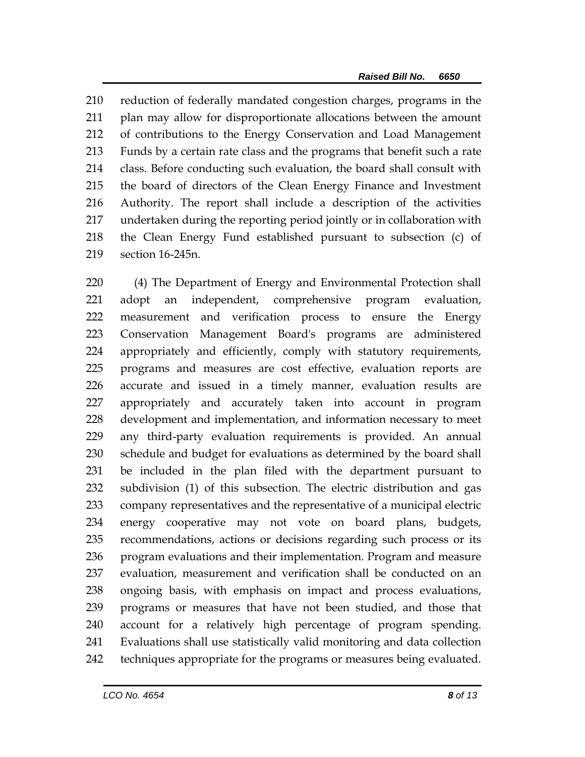reduction of federally mandated congestion charges, programs in the plan may allow for disproportionate allocations between the amount of contributions to the Energy Conservation and Load Management Funds by a certain rate class and the programs that benefit such a rate class. Before conducting such evaluation, the board shall consult with the board of directors of the Clean Energy Finance and Investment Authority. The report shall include a description of the activities undertaken during the reporting period jointly or in collaboration with the Clean Energy Fund established pursuant to subsection (c) of section 16-245n.

(4) The Department of Energy and Environmental Protection shall adopt an independent, comprehensive program evaluation, measurement and verification process to ensure the Energy Conservation Management Board's programs are administered appropriately and efficiently, comply with statutory requirements, programs and measures are cost effective, evaluation reports are accurate and issued in a timely manner, evaluation results are appropriately and accurately taken into account in program development and implementation, and information necessary to meet any third-party evaluation requirements is provided. An annual schedule and budget for evaluations as determined by the board shall be included in the plan filed with the department pursuant to subdivision (1) of this subsection. The electric distribution and gas company representatives and the representative of a municipal electric energy cooperative may not vote on board plans, budgets, recommendations, actions or decisions regarding such process or its program evaluations and their implementation. Program and measure evaluation, measurement and verification shall be conducted on an ongoing basis, with emphasis on impact and process evaluations, programs or measures that have not been studied, and those that account for a relatively high percentage of program spending. Evaluations shall use statistically valid monitoring and data collection techniques appropriate for the programs or measures being evaluated.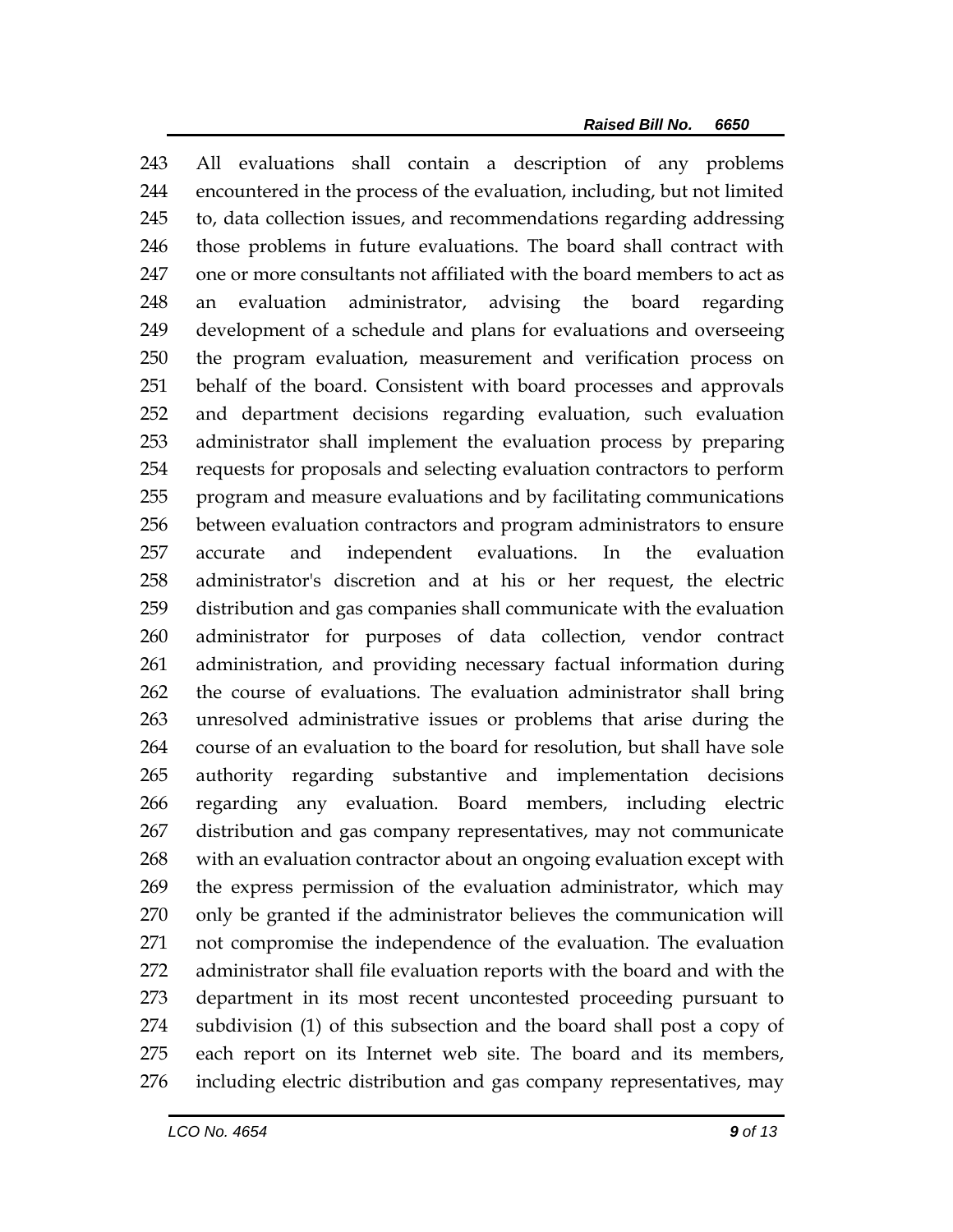All evaluations shall contain a description of any problems encountered in the process of the evaluation, including, but not limited to, data collection issues, and recommendations regarding addressing those problems in future evaluations. The board shall contract with one or more consultants not affiliated with the board members to act as an evaluation administrator, advising the board regarding development of a schedule and plans for evaluations and overseeing the program evaluation, measurement and verification process on behalf of the board. Consistent with board processes and approvals and department decisions regarding evaluation, such evaluation administrator shall implement the evaluation process by preparing requests for proposals and selecting evaluation contractors to perform program and measure evaluations and by facilitating communications between evaluation contractors and program administrators to ensure accurate and independent evaluations. In the evaluation administrator's discretion and at his or her request, the electric distribution and gas companies shall communicate with the evaluation administrator for purposes of data collection, vendor contract administration, and providing necessary factual information during the course of evaluations. The evaluation administrator shall bring unresolved administrative issues or problems that arise during the course of an evaluation to the board for resolution, but shall have sole authority regarding substantive and implementation decisions regarding any evaluation. Board members, including electric distribution and gas company representatives, may not communicate with an evaluation contractor about an ongoing evaluation except with the express permission of the evaluation administrator, which may only be granted if the administrator believes the communication will not compromise the independence of the evaluation. The evaluation administrator shall file evaluation reports with the board and with the department in its most recent uncontested proceeding pursuant to subdivision (1) of this subsection and the board shall post a copy of each report on its Internet web site. The board and its members, including electric distribution and gas company representatives, may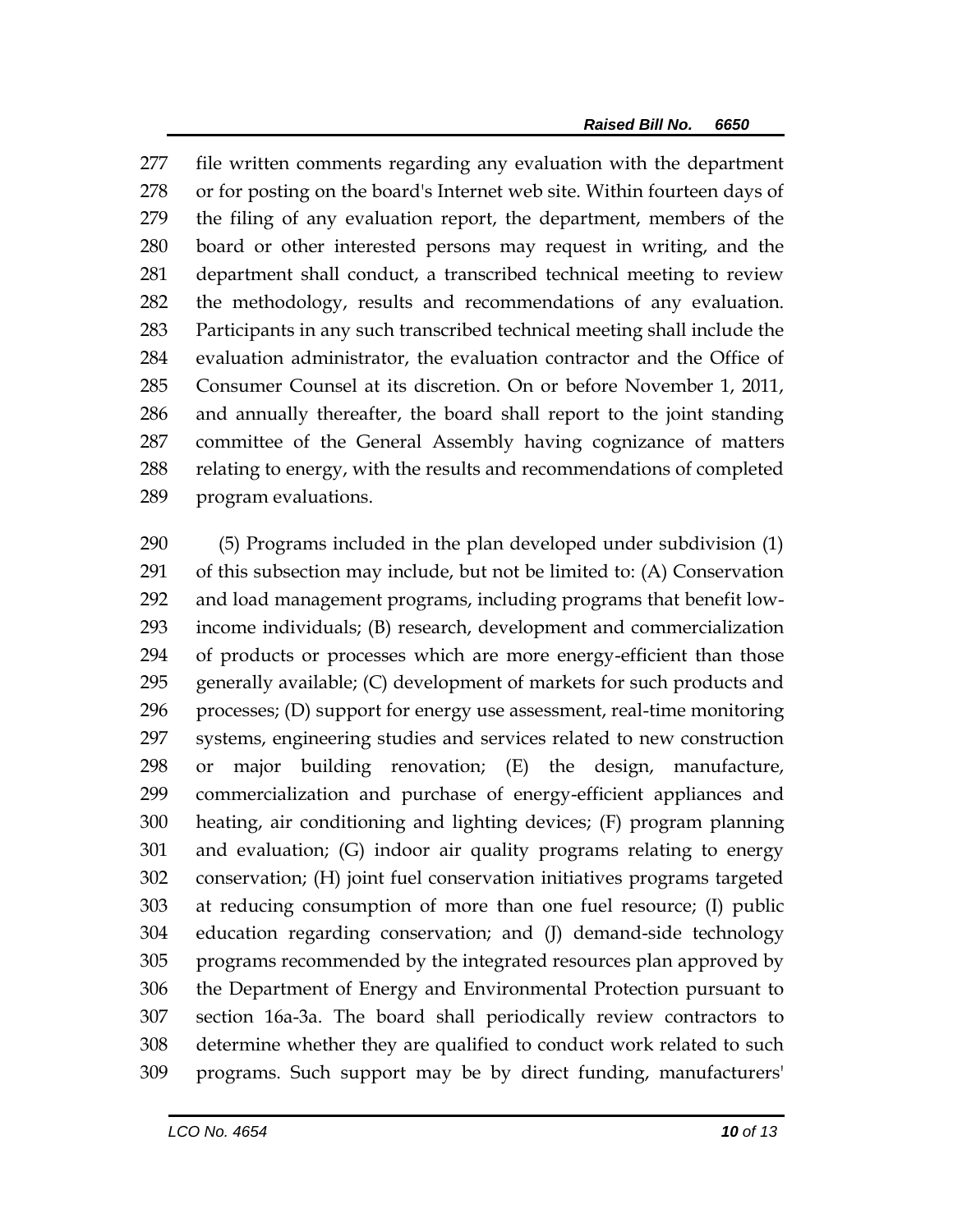file written comments regarding any evaluation with the department or for posting on the board's Internet web site. Within fourteen days of the filing of any evaluation report, the department, members of the board or other interested persons may request in writing, and the department shall conduct, a transcribed technical meeting to review the methodology, results and recommendations of any evaluation. Participants in any such transcribed technical meeting shall include the evaluation administrator, the evaluation contractor and the Office of Consumer Counsel at its discretion. On or before November 1, 2011, and annually thereafter, the board shall report to the joint standing committee of the General Assembly having cognizance of matters relating to energy, with the results and recommendations of completed program evaluations.

(5) Programs included in the plan developed under subdivision (1) of this subsection may include, but not be limited to: (A) Conservation and load management programs, including programs that benefit low-income individuals; (B) research, development and commercialization of products or processes which are more energy-efficient than those generally available; (C) development of markets for such products and processes; (D) support for energy use assessment, real-time monitoring systems, engineering studies and services related to new construction or major building renovation; (E) the design, manufacture, commercialization and purchase of energy-efficient appliances and heating, air conditioning and lighting devices; (F) program planning and evaluation; (G) indoor air quality programs relating to energy conservation; (H) joint fuel conservation initiatives programs targeted at reducing consumption of more than one fuel resource; (I) public education regarding conservation; and (J) demand-side technology programs recommended by the integrated resources plan approved by the Department of Energy and Environmental Protection pursuant to section 16a-3a. The board shall periodically review contractors to determine whether they are qualified to conduct work related to such programs. Such support may be by direct funding, manufacturers'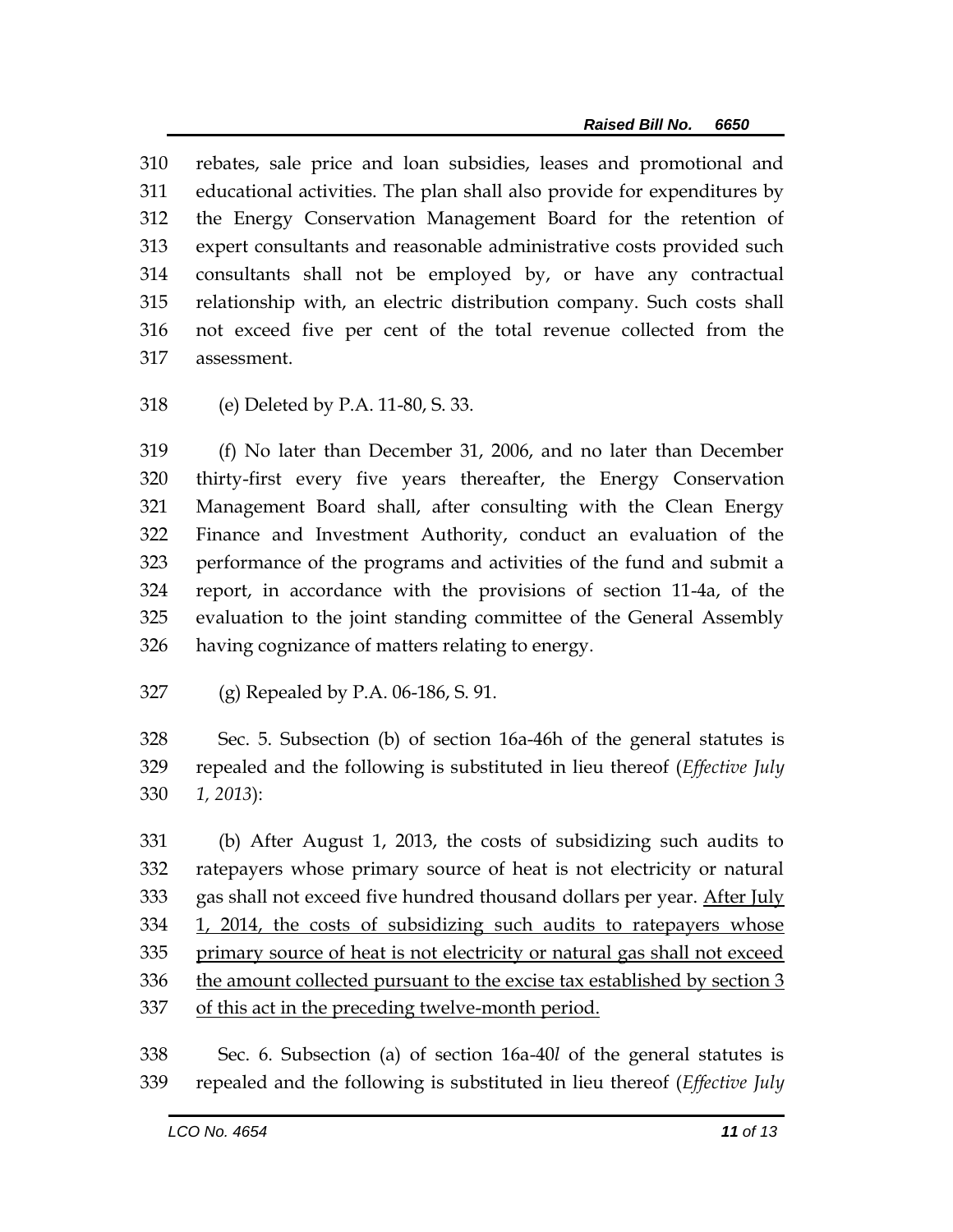rebates, sale price and loan subsidies, leases and promotional and educational activities. The plan shall also provide for expenditures by the Energy Conservation Management Board for the retention of expert consultants and reasonable administrative costs provided such consultants shall not be employed by, or have any contractual relationship with, an electric distribution company. Such costs shall not exceed five per cent of the total revenue collected from the assessment.

(e) Deleted by P.A. 11-80, S. 33.

(f) No later than December 31, 2006, and no later than December thirty-first every five years thereafter, the Energy Conservation Management Board shall, after consulting with the Clean Energy Finance and Investment Authority, conduct an evaluation of the performance of the programs and activities of the fund and submit a report, in accordance with the provisions of section 11-4a, of the evaluation to the joint standing committee of the General Assembly having cognizance of matters relating to energy.

(g) Repealed by P.A. 06-186, S. 91.

Sec. 5. Subsection (b) of section 16a-46h of the general statutes is repealed and the following is substituted in lieu thereof (*Effective July 1, 2013*):

(b) After August 1, 2013, the costs of subsidizing such audits to ratepayers whose primary source of heat is not electricity or natural gas shall not exceed five hundred thousand dollars per year. <u>After July 1, 2014, the costs of subsidizing such audits to ratepayers whose primary source of heat is not electricity or natural gas shall not exceed the amount collected pursuant to the excise tax established by section 3 of this act in the preceding twelve-month period.</u>

Sec. 6. Subsection (a) of section 16a-40*l* of the general statutes is repealed and the following is substituted in lieu thereof (*Effective July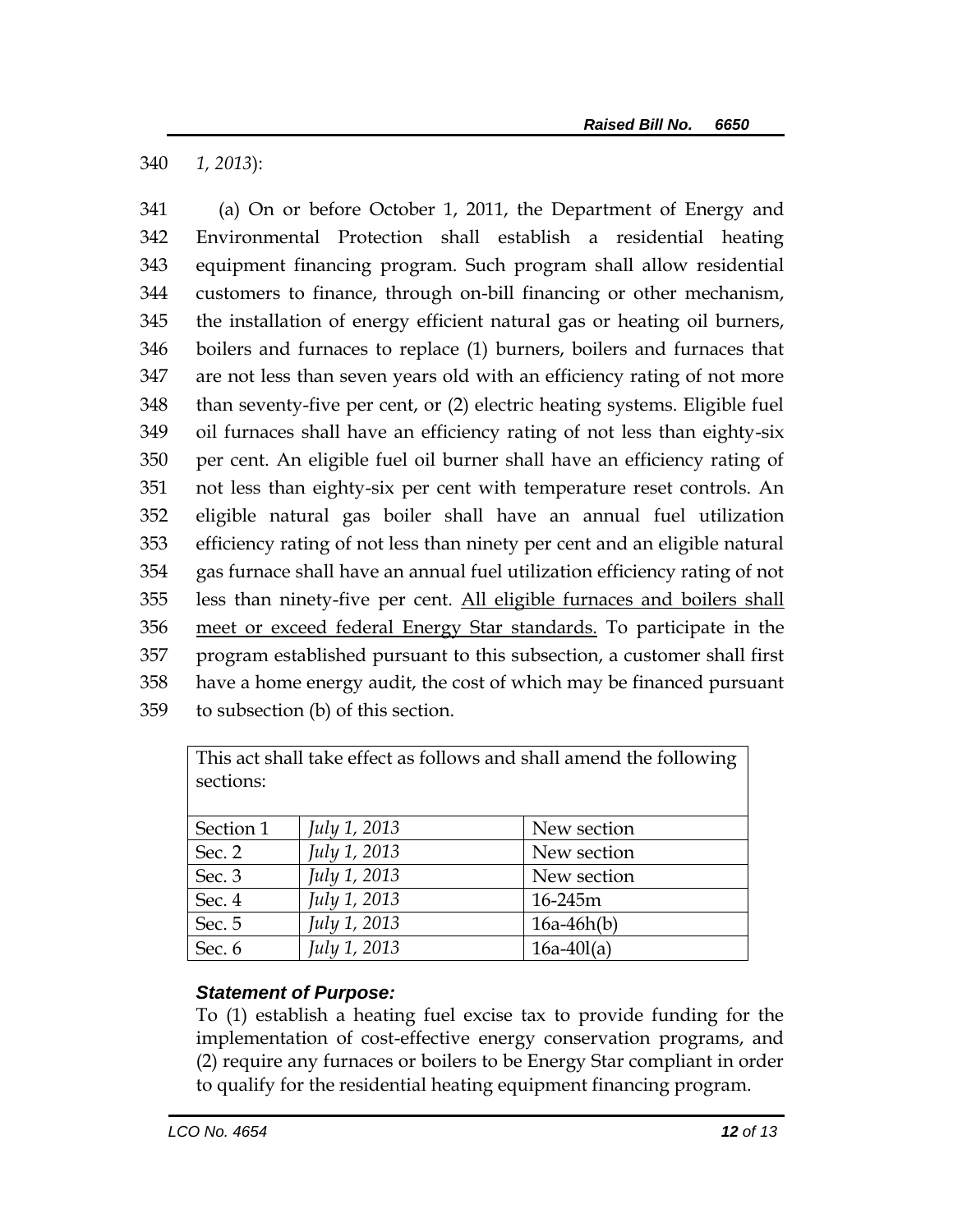340 *1, 2013*):

341 (a) On or before October 1, 2011, the Department of Energy and 342 Environmental Protection shall establish a residential heating 343 equipment financing program. Such program shall allow residential 344 customers to finance, through on-bill financing or other mechanism, 345 the installation of energy efficient natural gas or heating oil burners, 346 boilers and furnaces to replace (1) burners, boilers and furnaces that 347 are not less than seven years old with an efficiency rating of not more 348 than seventy-five per cent, or (2) electric heating systems. Eligible fuel 349 oil furnaces shall have an efficiency rating of not less than eighty-six 350 per cent. An eligible fuel oil burner shall have an efficiency rating of 351 not less than eighty-six per cent with temperature reset controls. An 352 eligible natural gas boiler shall have an annual fuel utilization 353 efficiency rating of not less than ninety per cent and an eligible natural 354 gas furnace shall have an annual fuel utilization efficiency rating of not 355 less than ninety-five per cent. <u>All eligible furnaces and boilers shall 356 meet or exceed federal Energy Star standards.</u> To participate in the 357 program established pursuant to this subsection, a customer shall first 358 have a home energy audit, the cost of which may be financed pursuant 359 to subsection (b) of this section.

| This act shall take effect as follows and shall amend the following sections: | | |
|---|---|---|
| Section 1 | *July 1, 2013* | New section |
| Sec. 2 | *July 1, 2013* | New section |
| Sec. 3 | *July 1, 2013* | New section |
| Sec. 4 | *July 1, 2013* | 16-245m |
| Sec. 5 | *July 1, 2013* | 16a-46h(b) |
| Sec. 6 | *July 1, 2013* | 16a-40l(a) |

***Statement of Purpose:***

To (1) establish a heating fuel excise tax to provide funding for the implementation of cost-effective energy conservation programs, and (2) require any furnaces or boilers to be Energy Star compliant in order to qualify for the residential heating equipment financing program.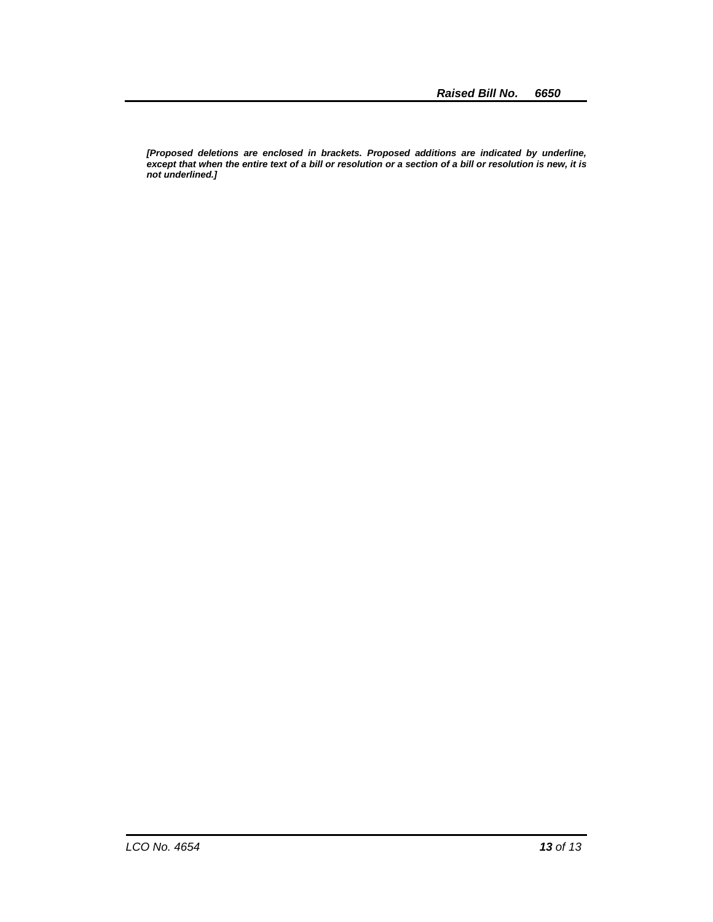***[Proposed deletions are enclosed in brackets. Proposed additions are indicated by underline, except that when the entire text of a bill or resolution or a section of a bill or resolution is new, it is not underlined.]***